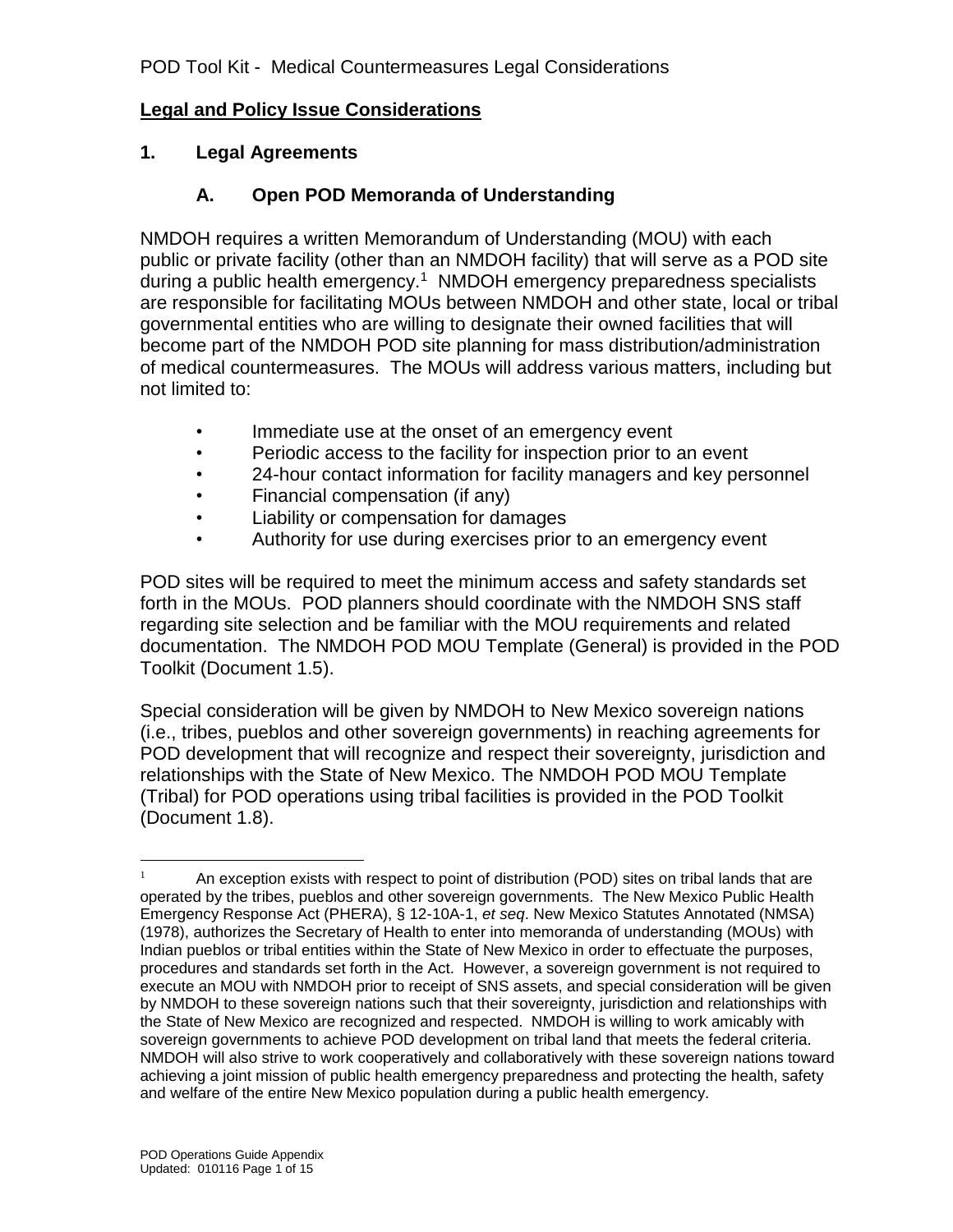## Legal and Policy Issue Considerations

### 1. Legal Agreements

#### A. Open POD Memoranda of Understanding

NMDOH requires a written Memorandum of Understanding (MOU) with each public or private facility (other than an NMDOH facility) that will serve as a POD site during a public health emergency.[1] NMDOH emergency preparedness specialists are responsible for facilitating MOUs between NMDOH and other state, local or tribal governmental entities who are willing to designate their owned facilities that will become part of the NMDOH POD site planning for mass distribution/administration of medical countermeasures. The MOUs will address various matters, including but not limited to:

- Immediate use at the onset of an emergency event
- Periodic access to the facility for inspection prior to an event
- 24-hour contact information for facility managers and key personnel
- Financial compensation (if any)
- Liability or compensation for damages
- Authority for use during exercises prior to an emergency event

POD sites will be required to meet the minimum access and safety standards set forth in the MOUs. POD planners should coordinate with the NMDOH SNS staff regarding site selection and be familiar with the MOU requirements and related documentation. The NMDOH POD MOU Template (General) is provided in the POD Toolkit (Document 1.5).

Special consideration will be given by NMDOH to New Mexico sovereign nations (i.e., tribes, pueblos and other sovereign governments) in reaching agreements for POD development that will recognize and respect their sovereignty, jurisdiction and relationships with the State of New Mexico. The NMDOH POD MOU Template (Tribal) for POD operations using tribal facilities is provided in the POD Toolkit (Document 1.8).

---

[1] An exception exists with respect to point of distribution (POD) sites on tribal lands that are operated by the tribes, pueblos and other sovereign governments. The New Mexico Public Health Emergency Response Act (PHERA), § 12-10A-1, *et seq*. New Mexico Statutes Annotated (NMSA) (1978), authorizes the Secretary of Health to enter into memoranda of understanding (MOUs) with Indian pueblos or tribal entities within the State of New Mexico in order to effectuate the purposes, procedures and standards set forth in the Act. However, a sovereign government is not required to execute an MOU with NMDOH prior to receipt of SNS assets, and special consideration will be given by NMDOH to these sovereign nations such that their sovereignty, jurisdiction and relationships with the State of New Mexico are recognized and respected. NMDOH is willing to work amicably with sovereign governments to achieve POD development on tribal land that meets the federal criteria. NMDOH will also strive to work cooperatively and collaboratively with these sovereign nations toward achieving a joint mission of public health emergency preparedness and protecting the health, safety and welfare of the entire New Mexico population during a public health emergency.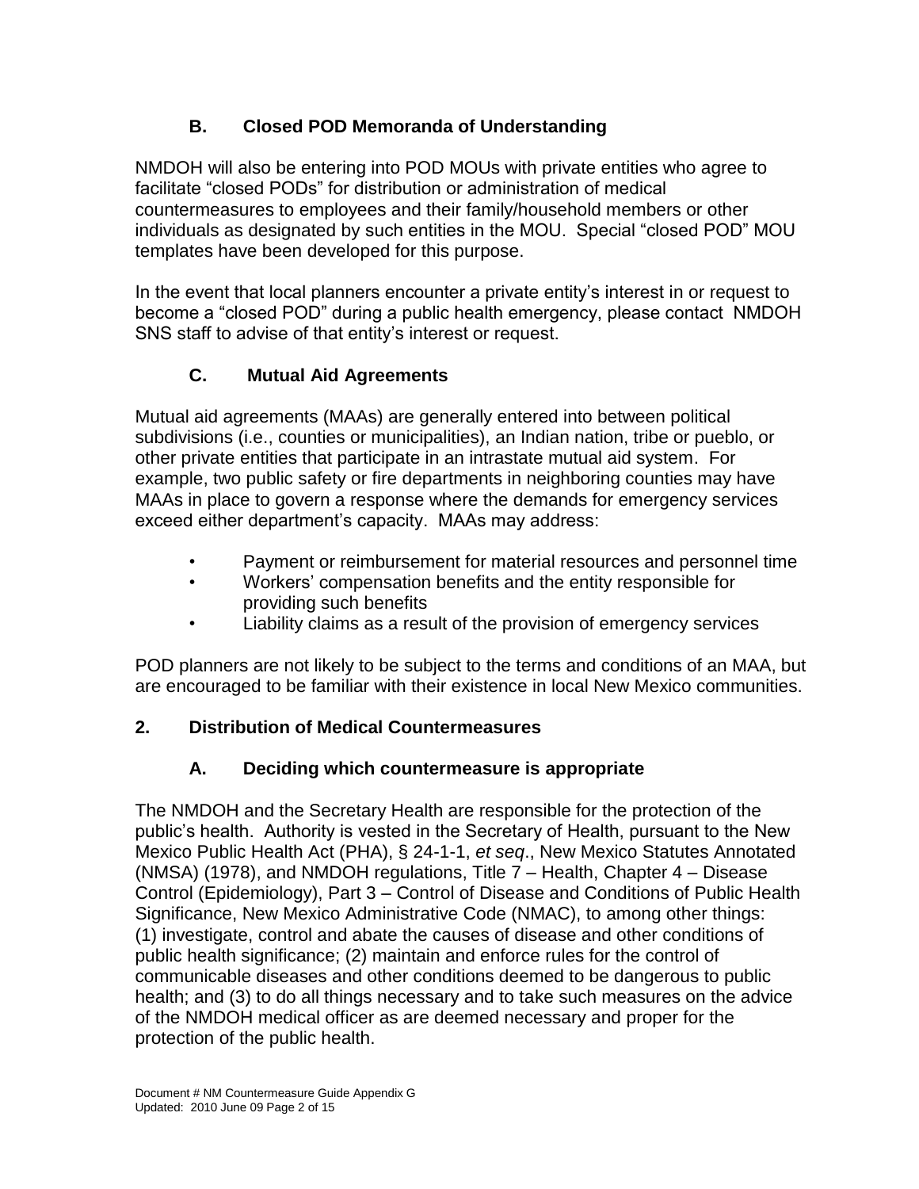### B. Closed POD Memoranda of Understanding

NMDOH will also be entering into POD MOUs with private entities who agree to facilitate "closed PODs" for distribution or administration of medical countermeasures to employees and their family/household members or other individuals as designated by such entities in the MOU. Special "closed POD" MOU templates have been developed for this purpose.

In the event that local planners encounter a private entity's interest in or request to become a "closed POD" during a public health emergency, please contact NMDOH SNS staff to advise of that entity's interest or request.

### C. Mutual Aid Agreements

Mutual aid agreements (MAAs) are generally entered into between political subdivisions (i.e., counties or municipalities), an Indian nation, tribe or pueblo, or other private entities that participate in an intrastate mutual aid system. For example, two public safety or fire departments in neighboring counties may have MAAs in place to govern a response where the demands for emergency services exceed either department's capacity. MAAs may address:

- Payment or reimbursement for material resources and personnel time
- Workers' compensation benefits and the entity responsible for providing such benefits
- Liability claims as a result of the provision of emergency services

POD planners are not likely to be subject to the terms and conditions of an MAA, but are encouraged to be familiar with their existence in local New Mexico communities.

## 2. Distribution of Medical Countermeasures

### A. Deciding which countermeasure is appropriate

The NMDOH and the Secretary Health are responsible for the protection of the public's health. Authority is vested in the Secretary of Health, pursuant to the New Mexico Public Health Act (PHA), § 24-1-1, *et seq*., New Mexico Statutes Annotated (NMSA) (1978), and NMDOH regulations, Title 7 – Health, Chapter 4 – Disease Control (Epidemiology), Part 3 – Control of Disease and Conditions of Public Health Significance, New Mexico Administrative Code (NMAC), to among other things: (1) investigate, control and abate the causes of disease and other conditions of public health significance; (2) maintain and enforce rules for the control of communicable diseases and other conditions deemed to be dangerous to public health; and (3) to do all things necessary and to take such measures on the advice of the NMDOH medical officer as are deemed necessary and proper for the protection of the public health.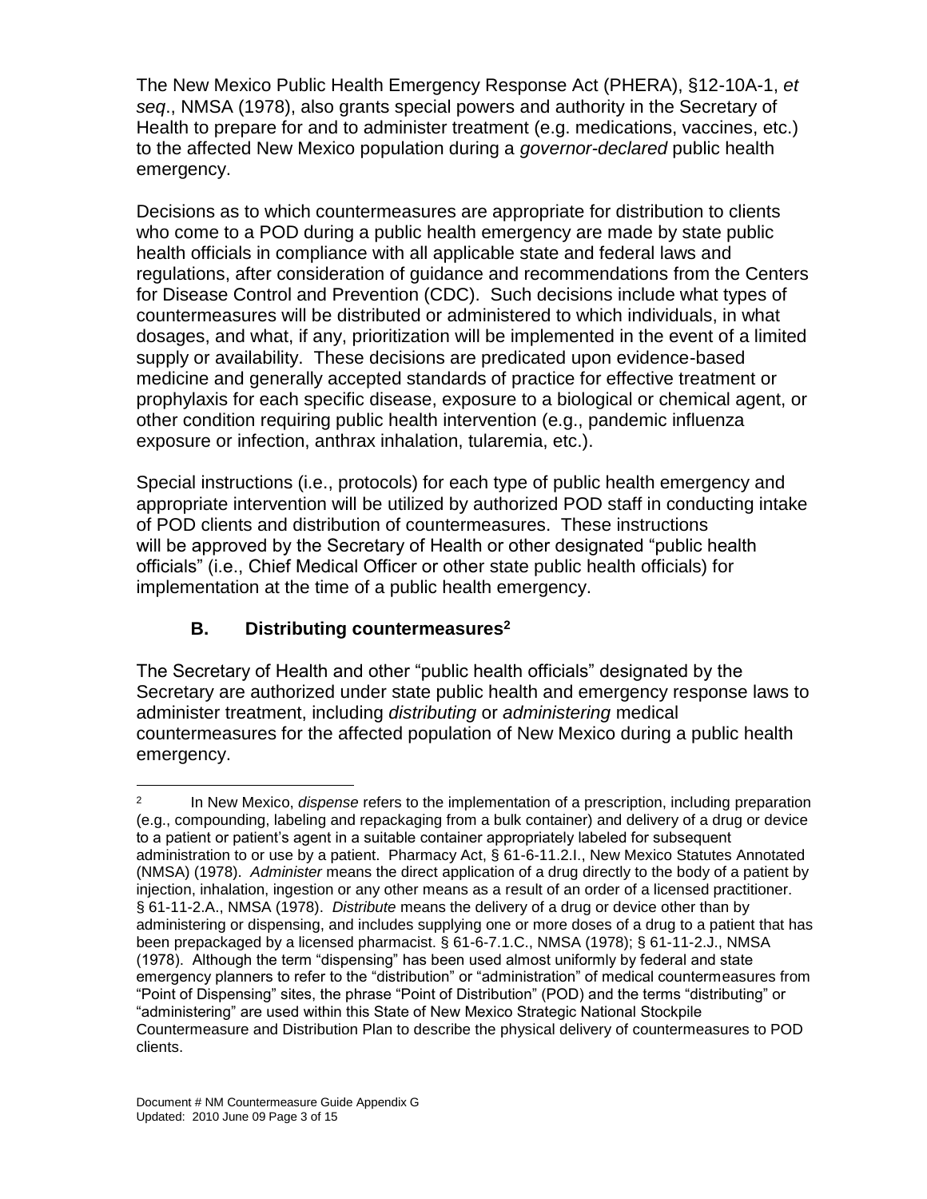The New Mexico Public Health Emergency Response Act (PHERA), §12-10A-1, *et seq*., NMSA (1978), also grants special powers and authority in the Secretary of Health to prepare for and to administer treatment (e.g. medications, vaccines, etc.) to the affected New Mexico population during a *governor-declared* public health emergency.

Decisions as to which countermeasures are appropriate for distribution to clients who come to a POD during a public health emergency are made by state public health officials in compliance with all applicable state and federal laws and regulations, after consideration of guidance and recommendations from the Centers for Disease Control and Prevention (CDC). Such decisions include what types of countermeasures will be distributed or administered to which individuals, in what dosages, and what, if any, prioritization will be implemented in the event of a limited supply or availability. These decisions are predicated upon evidence-based medicine and generally accepted standards of practice for effective treatment or prophylaxis for each specific disease, exposure to a biological or chemical agent, or other condition requiring public health intervention (e.g., pandemic influenza exposure or infection, anthrax inhalation, tularemia, etc.).

Special instructions (i.e., protocols) for each type of public health emergency and appropriate intervention will be utilized by authorized POD staff in conducting intake of POD clients and distribution of countermeasures. These instructions will be approved by the Secretary of Health or other designated "public health officials" (i.e., Chief Medical Officer or other state public health officials) for implementation at the time of a public health emergency.

### B. Distributing countermeasures[2]

The Secretary of Health and other "public health officials" designated by the Secretary are authorized under state public health and emergency response laws to administer treatment, including *distributing* or *administering* medical countermeasures for the affected population of New Mexico during a public health emergency.

---

[2] In New Mexico, *dispense* refers to the implementation of a prescription, including preparation (e.g., compounding, labeling and repackaging from a bulk container) and delivery of a drug or device to a patient or patient's agent in a suitable container appropriately labeled for subsequent administration to or use by a patient. Pharmacy Act, § 61-6-11.2.I., New Mexico Statutes Annotated (NMSA) (1978). *Administer* means the direct application of a drug directly to the body of a patient by injection, inhalation, ingestion or any other means as a result of an order of a licensed practitioner. § 61-11-2.A., NMSA (1978). *Distribute* means the delivery of a drug or device other than by administering or dispensing, and includes supplying one or more doses of a drug to a patient that has been prepackaged by a licensed pharmacist. § 61-6-7.1.C., NMSA (1978); § 61-11-2.J., NMSA (1978). Although the term "dispensing" has been used almost uniformly by federal and state emergency planners to refer to the "distribution" or "administration" of medical countermeasures from "Point of Dispensing" sites, the phrase "Point of Distribution" (POD) and the terms "distributing" or "administering" are used within this State of New Mexico Strategic National Stockpile Countermeasure and Distribution Plan to describe the physical delivery of countermeasures to POD clients.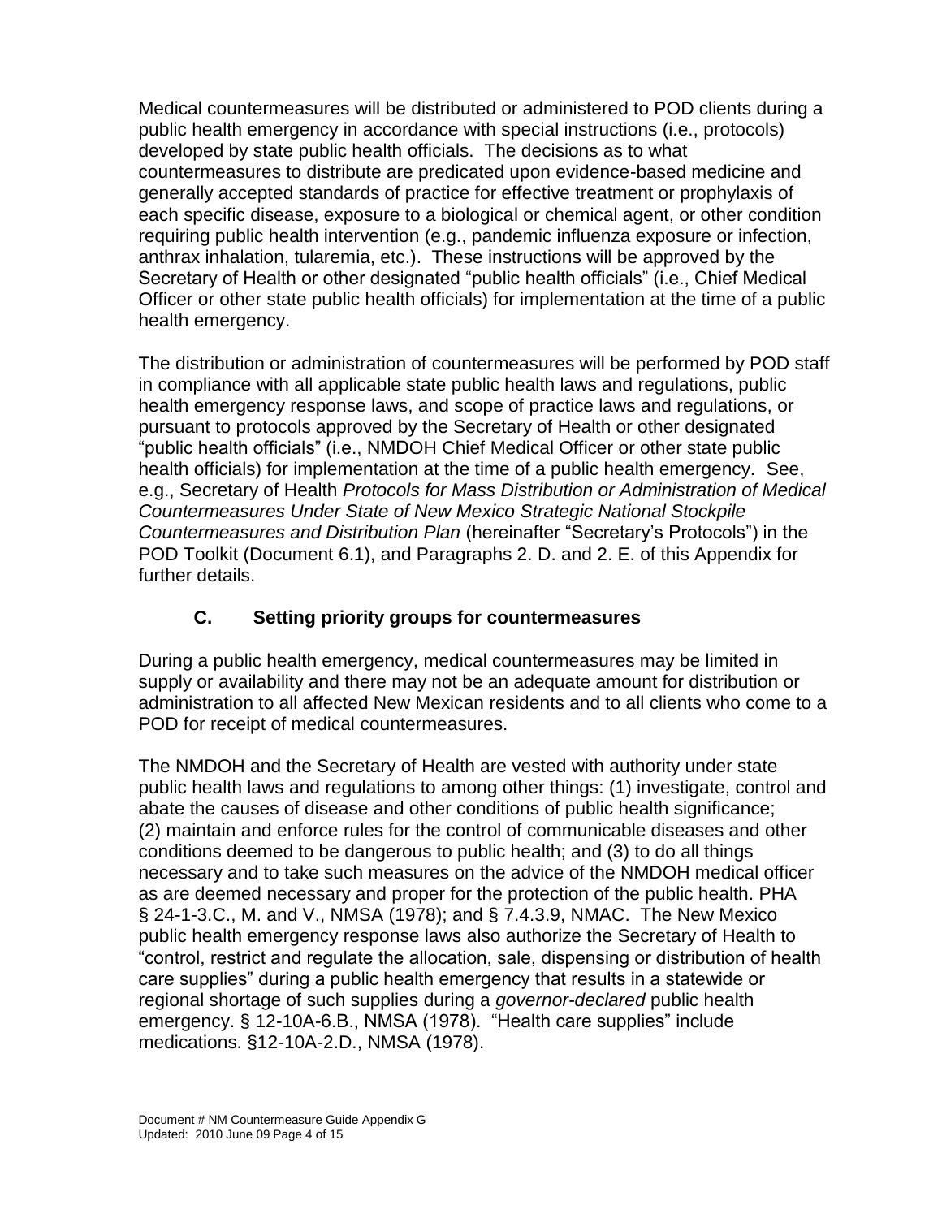Medical countermeasures will be distributed or administered to POD clients during a public health emergency in accordance with special instructions (i.e., protocols) developed by state public health officials. The decisions as to what countermeasures to distribute are predicated upon evidence-based medicine and generally accepted standards of practice for effective treatment or prophylaxis of each specific disease, exposure to a biological or chemical agent, or other condition requiring public health intervention (e.g., pandemic influenza exposure or infection, anthrax inhalation, tularemia, etc.). These instructions will be approved by the Secretary of Health or other designated "public health officials" (i.e., Chief Medical Officer or other state public health officials) for implementation at the time of a public health emergency.

The distribution or administration of countermeasures will be performed by POD staff in compliance with all applicable state public health laws and regulations, public health emergency response laws, and scope of practice laws and regulations, or pursuant to protocols approved by the Secretary of Health or other designated "public health officials" (i.e., NMDOH Chief Medical Officer or other state public health officials) for implementation at the time of a public health emergency. See, e.g., Secretary of Health *Protocols for Mass Distribution or Administration of Medical Countermeasures Under State of New Mexico Strategic National Stockpile Countermeasures and Distribution Plan* (hereinafter "Secretary's Protocols") in the POD Toolkit (Document 6.1), and Paragraphs 2. D. and 2. E. of this Appendix for further details.

### C. Setting priority groups for countermeasures

During a public health emergency, medical countermeasures may be limited in supply or availability and there may not be an adequate amount for distribution or administration to all affected New Mexican residents and to all clients who come to a POD for receipt of medical countermeasures.

The NMDOH and the Secretary of Health are vested with authority under state public health laws and regulations to among other things: (1) investigate, control and abate the causes of disease and other conditions of public health significance; (2) maintain and enforce rules for the control of communicable diseases and other conditions deemed to be dangerous to public health; and (3) to do all things necessary and to take such measures on the advice of the NMDOH medical officer as are deemed necessary and proper for the protection of the public health. PHA § 24-1-3.C., M. and V., NMSA (1978); and § 7.4.3.9, NMAC. The New Mexico public health emergency response laws also authorize the Secretary of Health to "control, restrict and regulate the allocation, sale, dispensing or distribution of health care supplies" during a public health emergency that results in a statewide or regional shortage of such supplies during a *governor-declared* public health emergency. § 12-10A-6.B., NMSA (1978). "Health care supplies" include medications. §12-10A-2.D., NMSA (1978).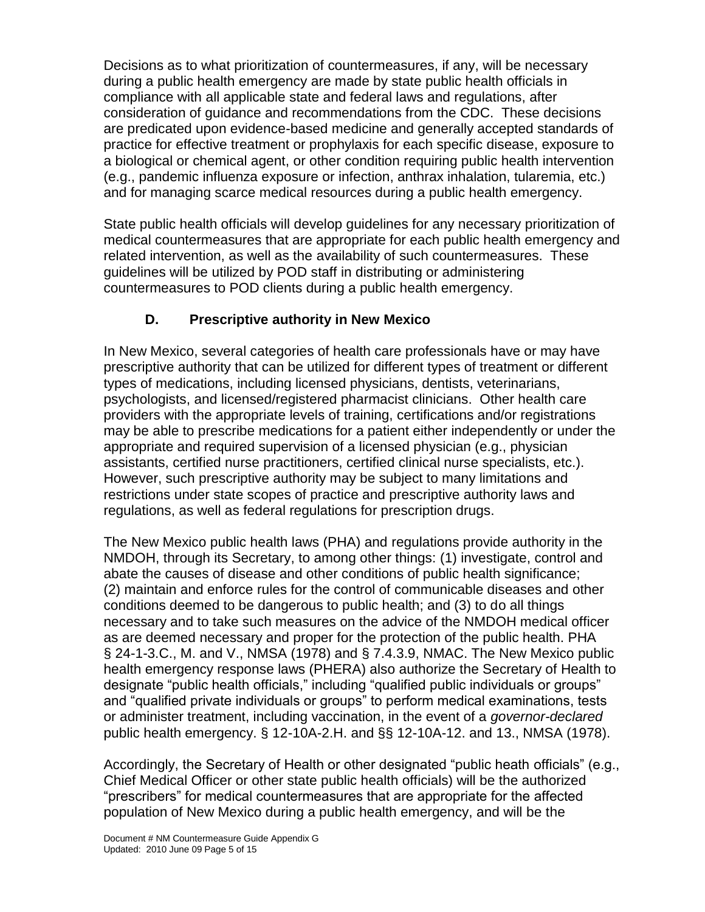Decisions as to what prioritization of countermeasures, if any, will be necessary during a public health emergency are made by state public health officials in compliance with all applicable state and federal laws and regulations, after consideration of guidance and recommendations from the CDC. These decisions are predicated upon evidence-based medicine and generally accepted standards of practice for effective treatment or prophylaxis for each specific disease, exposure to a biological or chemical agent, or other condition requiring public health intervention (e.g., pandemic influenza exposure or infection, anthrax inhalation, tularemia, etc.) and for managing scarce medical resources during a public health emergency.

State public health officials will develop guidelines for any necessary prioritization of medical countermeasures that are appropriate for each public health emergency and related intervention, as well as the availability of such countermeasures. These guidelines will be utilized by POD staff in distributing or administering countermeasures to POD clients during a public health emergency.

### D. Prescriptive authority in New Mexico

In New Mexico, several categories of health care professionals have or may have prescriptive authority that can be utilized for different types of treatment or different types of medications, including licensed physicians, dentists, veterinarians, psychologists, and licensed/registered pharmacist clinicians. Other health care providers with the appropriate levels of training, certifications and/or registrations may be able to prescribe medications for a patient either independently or under the appropriate and required supervision of a licensed physician (e.g., physician assistants, certified nurse practitioners, certified clinical nurse specialists, etc.). However, such prescriptive authority may be subject to many limitations and restrictions under state scopes of practice and prescriptive authority laws and regulations, as well as federal regulations for prescription drugs.

The New Mexico public health laws (PHA) and regulations provide authority in the NMDOH, through its Secretary, to among other things: (1) investigate, control and abate the causes of disease and other conditions of public health significance; (2) maintain and enforce rules for the control of communicable diseases and other conditions deemed to be dangerous to public health; and (3) to do all things necessary and to take such measures on the advice of the NMDOH medical officer as are deemed necessary and proper for the protection of the public health. PHA § 24-1-3.C., M. and V., NMSA (1978) and § 7.4.3.9, NMAC. The New Mexico public health emergency response laws (PHERA) also authorize the Secretary of Health to designate "public health officials," including "qualified public individuals or groups" and "qualified private individuals or groups" to perform medical examinations, tests or administer treatment, including vaccination, in the event of a *governor-declared* public health emergency. § 12-10A-2.H. and §§ 12-10A-12. and 13., NMSA (1978).

Accordingly, the Secretary of Health or other designated "public heath officials" (e.g., Chief Medical Officer or other state public health officials) will be the authorized "prescribers" for medical countermeasures that are appropriate for the affected population of New Mexico during a public health emergency, and will be the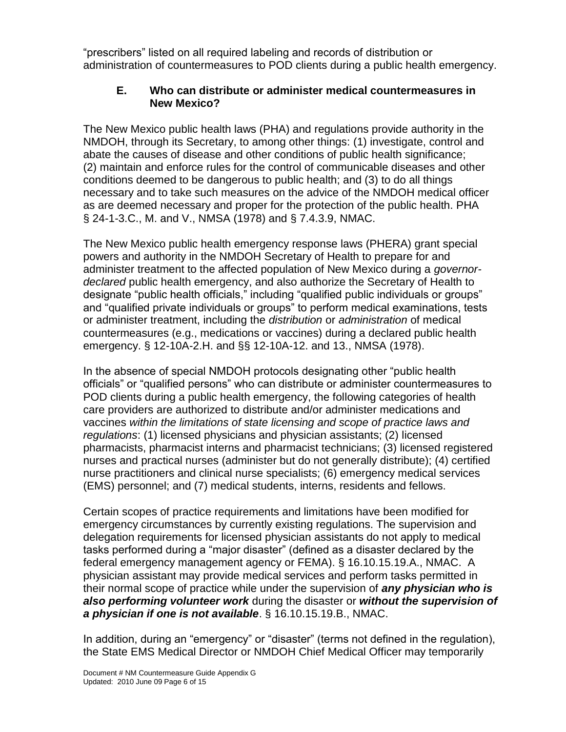"prescribers" listed on all required labeling and records of distribution or administration of countermeasures to POD clients during a public health emergency.

### E. Who can distribute or administer medical countermeasures in New Mexico?

The New Mexico public health laws (PHA) and regulations provide authority in the NMDOH, through its Secretary, to among other things: (1) investigate, control and abate the causes of disease and other conditions of public health significance; (2) maintain and enforce rules for the control of communicable diseases and other conditions deemed to be dangerous to public health; and (3) to do all things necessary and to take such measures on the advice of the NMDOH medical officer as are deemed necessary and proper for the protection of the public health. PHA § 24-1-3.C., M. and V., NMSA (1978) and § 7.4.3.9, NMAC.

The New Mexico public health emergency response laws (PHERA) grant special powers and authority in the NMDOH Secretary of Health to prepare for and administer treatment to the affected population of New Mexico during a *governor-declared* public health emergency, and also authorize the Secretary of Health to designate "public health officials," including "qualified public individuals or groups" and "qualified private individuals or groups" to perform medical examinations, tests or administer treatment, including the *distribution* or *administration* of medical countermeasures (e.g., medications or vaccines) during a declared public health emergency. § 12-10A-2.H. and §§ 12-10A-12. and 13., NMSA (1978).

In the absence of special NMDOH protocols designating other "public health officials" or "qualified persons" who can distribute or administer countermeasures to POD clients during a public health emergency, the following categories of health care providers are authorized to distribute and/or administer medications and vaccines *within the limitations of state licensing and scope of practice laws and regulations*: (1) licensed physicians and physician assistants; (2) licensed pharmacists, pharmacist interns and pharmacist technicians; (3) licensed registered nurses and practical nurses (administer but do not generally distribute); (4) certified nurse practitioners and clinical nurse specialists; (6) emergency medical services (EMS) personnel; and (7) medical students, interns, residents and fellows.

Certain scopes of practice requirements and limitations have been modified for emergency circumstances by currently existing regulations. The supervision and delegation requirements for licensed physician assistants do not apply to medical tasks performed during a "major disaster" (defined as a disaster declared by the federal emergency management agency or FEMA). § 16.10.15.19.A., NMAC. A physician assistant may provide medical services and perform tasks permitted in their normal scope of practice while under the supervision of ***any physician who is also performing volunteer work*** during the disaster or ***without the supervision of a physician if one is not available***. § 16.10.15.19.B., NMAC.

In addition, during an "emergency" or "disaster" (terms not defined in the regulation), the State EMS Medical Director or NMDOH Chief Medical Officer may temporarily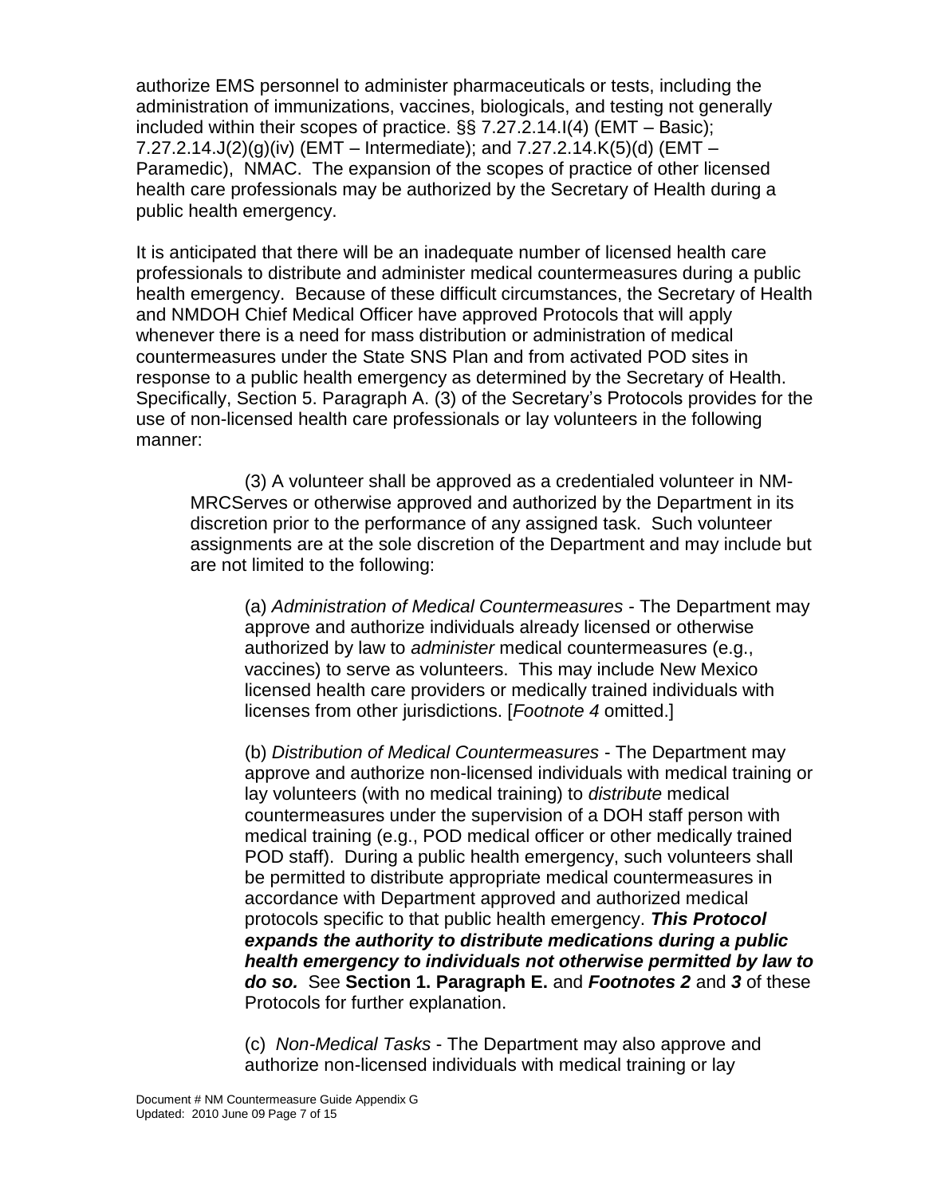authorize EMS personnel to administer pharmaceuticals or tests, including the administration of immunizations, vaccines, biologicals, and testing not generally included within their scopes of practice. §§ 7.27.2.14.I(4) (EMT – Basic); 7.27.2.14.J(2)(g)(iv) (EMT – Intermediate); and 7.27.2.14.K(5)(d) (EMT – Paramedic), NMAC. The expansion of the scopes of practice of other licensed health care professionals may be authorized by the Secretary of Health during a public health emergency.

It is anticipated that there will be an inadequate number of licensed health care professionals to distribute and administer medical countermeasures during a public health emergency. Because of these difficult circumstances, the Secretary of Health and NMDOH Chief Medical Officer have approved Protocols that will apply whenever there is a need for mass distribution or administration of medical countermeasures under the State SNS Plan and from activated POD sites in response to a public health emergency as determined by the Secretary of Health. Specifically, Section 5. Paragraph A. (3) of the Secretary's Protocols provides for the use of non-licensed health care professionals or lay volunteers in the following manner:

> (3) A volunteer shall be approved as a credentialed volunteer in NM-MRCServes or otherwise approved and authorized by the Department in its discretion prior to the performance of any assigned task. Such volunteer assignments are at the sole discretion of the Department and may include but are not limited to the following:
>
> > (a) *Administration of Medical Countermeasures* - The Department may approve and authorize individuals already licensed or otherwise authorized by law to *administer* medical countermeasures (e.g., vaccines) to serve as volunteers. This may include New Mexico licensed health care providers or medically trained individuals with licenses from other jurisdictions. [*Footnote 4* omitted.]
> >
> > (b) *Distribution of Medical Countermeasures* - The Department may approve and authorize non-licensed individuals with medical training or lay volunteers (with no medical training) to *distribute* medical countermeasures under the supervision of a DOH staff person with medical training (e.g., POD medical officer or other medically trained POD staff). During a public health emergency, such volunteers shall be permitted to distribute appropriate medical countermeasures in accordance with Department approved and authorized medical protocols specific to that public health emergency. ***This Protocol expands the authority to distribute medications during a public health emergency to individuals not otherwise permitted by law to do so.*** See **Section 1. Paragraph E.** and ***Footnotes 2*** and ***3*** of these Protocols for further explanation.
> >
> > (c) *Non-Medical Tasks* - The Department may also approve and authorize non-licensed individuals with medical training or lay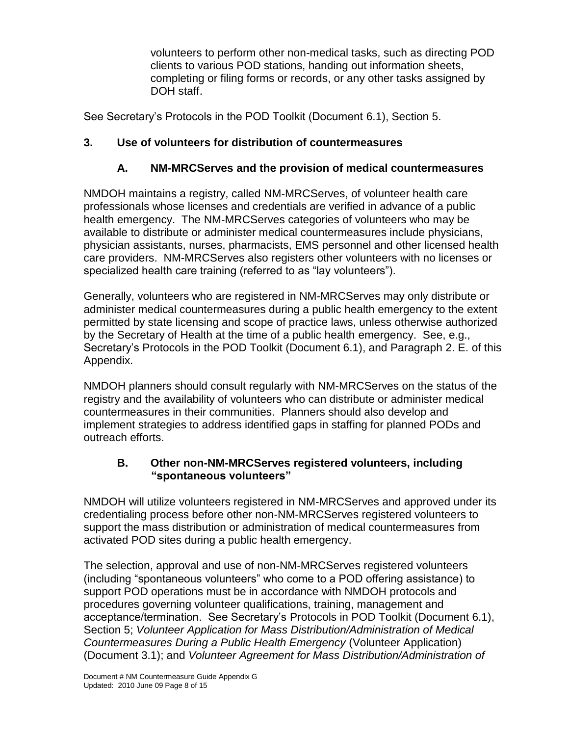volunteers to perform other non-medical tasks, such as directing POD clients to various POD stations, handing out information sheets, completing or filing forms or records, or any other tasks assigned by DOH staff.

See Secretary's Protocols in the POD Toolkit (Document 6.1), Section 5.

## 3. Use of volunteers for distribution of countermeasures

### A. NM-MRCServes and the provision of medical countermeasures

NMDOH maintains a registry, called NM-MRCServes, of volunteer health care professionals whose licenses and credentials are verified in advance of a public health emergency. The NM-MRCServes categories of volunteers who may be available to distribute or administer medical countermeasures include physicians, physician assistants, nurses, pharmacists, EMS personnel and other licensed health care providers. NM-MRCServes also registers other volunteers with no licenses or specialized health care training (referred to as "lay volunteers").

Generally, volunteers who are registered in NM-MRCServes may only distribute or administer medical countermeasures during a public health emergency to the extent permitted by state licensing and scope of practice laws, unless otherwise authorized by the Secretary of Health at the time of a public health emergency. See, e.g., Secretary's Protocols in the POD Toolkit (Document 6.1), and Paragraph 2. E. of this Appendix.

NMDOH planners should consult regularly with NM-MRCServes on the status of the registry and the availability of volunteers who can distribute or administer medical countermeasures in their communities. Planners should also develop and implement strategies to address identified gaps in staffing for planned PODs and outreach efforts.

### B. Other non-NM-MRCServes registered volunteers, including "spontaneous volunteers"

NMDOH will utilize volunteers registered in NM-MRCServes and approved under its credentialing process before other non-NM-MRCServes registered volunteers to support the mass distribution or administration of medical countermeasures from activated POD sites during a public health emergency.

The selection, approval and use of non-NM-MRCServes registered volunteers (including "spontaneous volunteers" who come to a POD offering assistance) to support POD operations must be in accordance with NMDOH protocols and procedures governing volunteer qualifications, training, management and acceptance/termination. See Secretary's Protocols in POD Toolkit (Document 6.1), Section 5; *Volunteer Application for Mass Distribution/Administration of Medical Countermeasures During a Public Health Emergency* (Volunteer Application) (Document 3.1); and *Volunteer Agreement for Mass Distribution/Administration of*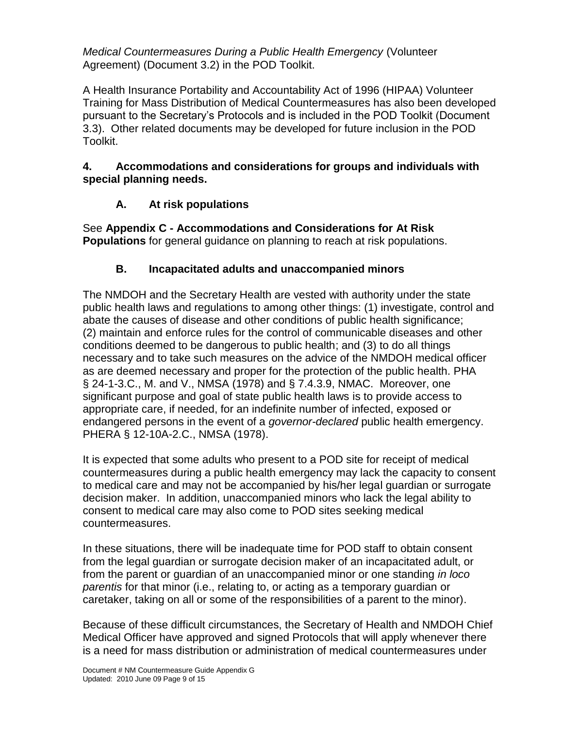*Medical Countermeasures During a Public Health Emergency* (Volunteer Agreement) (Document 3.2) in the POD Toolkit.

A Health Insurance Portability and Accountability Act of 1996 (HIPAA) Volunteer Training for Mass Distribution of Medical Countermeasures has also been developed pursuant to the Secretary's Protocols and is included in the POD Toolkit (Document 3.3). Other related documents may be developed for future inclusion in the POD Toolkit.

## 4. Accommodations and considerations for groups and individuals with special planning needs.

### A. At risk populations

See **Appendix C - Accommodations and Considerations for At Risk Populations** for general guidance on planning to reach at risk populations.

### B. Incapacitated adults and unaccompanied minors

The NMDOH and the Secretary Health are vested with authority under the state public health laws and regulations to among other things: (1) investigate, control and abate the causes of disease and other conditions of public health significance; (2) maintain and enforce rules for the control of communicable diseases and other conditions deemed to be dangerous to public health; and (3) to do all things necessary and to take such measures on the advice of the NMDOH medical officer as are deemed necessary and proper for the protection of the public health. PHA § 24-1-3.C., M. and V., NMSA (1978) and § 7.4.3.9, NMAC. Moreover, one significant purpose and goal of state public health laws is to provide access to appropriate care, if needed, for an indefinite number of infected, exposed or endangered persons in the event of a *governor-declared* public health emergency. PHERA § 12-10A-2.C., NMSA (1978).

It is expected that some adults who present to a POD site for receipt of medical countermeasures during a public health emergency may lack the capacity to consent to medical care and may not be accompanied by his/her legal guardian or surrogate decision maker. In addition, unaccompanied minors who lack the legal ability to consent to medical care may also come to POD sites seeking medical countermeasures.

In these situations, there will be inadequate time for POD staff to obtain consent from the legal guardian or surrogate decision maker of an incapacitated adult, or from the parent or guardian of an unaccompanied minor or one standing *in loco parentis* for that minor (i.e., relating to, or acting as a temporary guardian or caretaker, taking on all or some of the responsibilities of a parent to the minor).

Because of these difficult circumstances, the Secretary of Health and NMDOH Chief Medical Officer have approved and signed Protocols that will apply whenever there is a need for mass distribution or administration of medical countermeasures under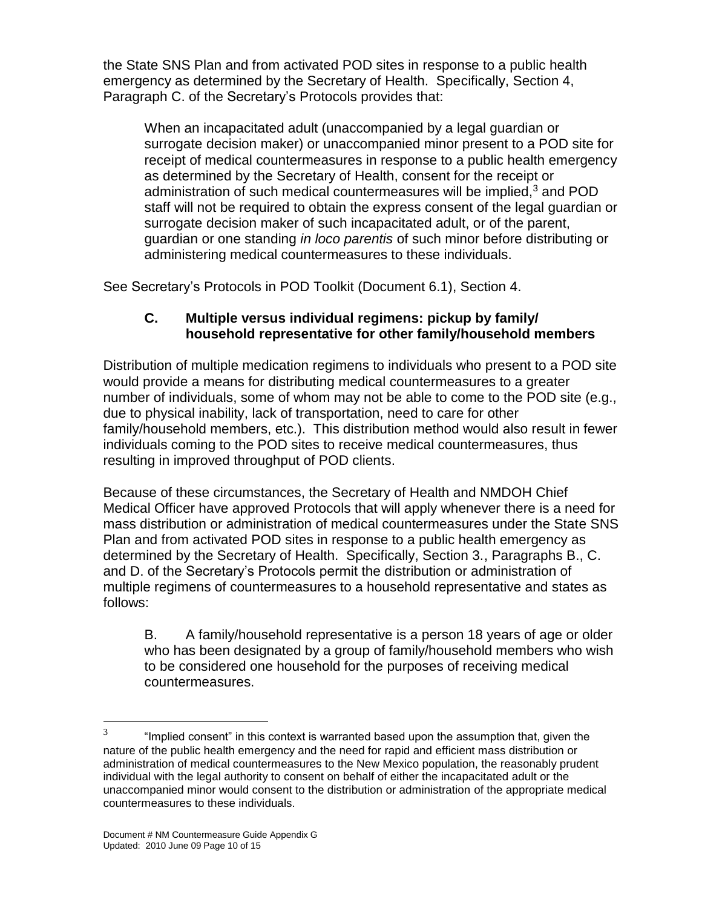the State SNS Plan and from activated POD sites in response to a public health emergency as determined by the Secretary of Health. Specifically, Section 4, Paragraph C. of the Secretary's Protocols provides that:

> When an incapacitated adult (unaccompanied by a legal guardian or surrogate decision maker) or unaccompanied minor present to a POD site for receipt of medical countermeasures in response to a public health emergency as determined by the Secretary of Health, consent for the receipt or administration of such medical countermeasures will be implied,[3] and POD staff will not be required to obtain the express consent of the legal guardian or surrogate decision maker of such incapacitated adult, or of the parent, guardian or one standing *in loco parentis* of such minor before distributing or administering medical countermeasures to these individuals.

See Secretary's Protocols in POD Toolkit (Document 6.1), Section 4.

### C. Multiple versus individual regimens: pickup by family/household representative for other family/household members

Distribution of multiple medication regimens to individuals who present to a POD site would provide a means for distributing medical countermeasures to a greater number of individuals, some of whom may not be able to come to the POD site (e.g., due to physical inability, lack of transportation, need to care for other family/household members, etc.). This distribution method would also result in fewer individuals coming to the POD sites to receive medical countermeasures, thus resulting in improved throughput of POD clients.

Because of these circumstances, the Secretary of Health and NMDOH Chief Medical Officer have approved Protocols that will apply whenever there is a need for mass distribution or administration of medical countermeasures under the State SNS Plan and from activated POD sites in response to a public health emergency as determined by the Secretary of Health. Specifically, Section 3., Paragraphs B., C. and D. of the Secretary's Protocols permit the distribution or administration of multiple regimens of countermeasures to a household representative and states as follows:

> B. A family/household representative is a person 18 years of age or older who has been designated by a group of family/household members who wish to be considered one household for the purposes of receiving medical countermeasures.

---

[3] "Implied consent" in this context is warranted based upon the assumption that, given the nature of the public health emergency and the need for rapid and efficient mass distribution or administration of medical countermeasures to the New Mexico population, the reasonably prudent individual with the legal authority to consent on behalf of either the incapacitated adult or the unaccompanied minor would consent to the distribution or administration of the appropriate medical countermeasures to these individuals.

Document # NM Countermeasure Guide Appendix G
Updated: 2010 June 09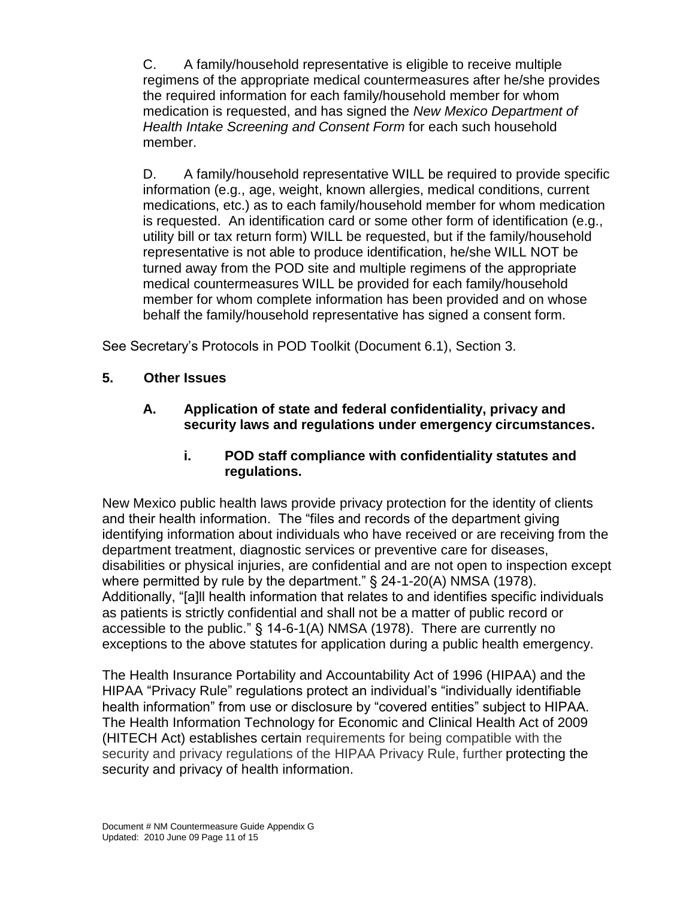C. A family/household representative is eligible to receive multiple regimens of the appropriate medical countermeasures after he/she provides the required information for each family/household member for whom medication is requested, and has signed the *New Mexico Department of Health Intake Screening and Consent Form* for each such household member.

D. A family/household representative WILL be required to provide specific information (e.g., age, weight, known allergies, medical conditions, current medications, etc.) as to each family/household member for whom medication is requested. An identification card or some other form of identification (e.g., utility bill or tax return form) WILL be requested, but if the family/household representative is not able to produce identification, he/she WILL NOT be turned away from the POD site and multiple regimens of the appropriate medical countermeasures WILL be provided for each family/household member for whom complete information has been provided and on whose behalf the family/household representative has signed a consent form.

See Secretary's Protocols in POD Toolkit (Document 6.1), Section 3.

## 5. Other Issues

### A. Application of state and federal confidentiality, privacy and security laws and regulations under emergency circumstances.

#### i. POD staff compliance with confidentiality statutes and regulations.

New Mexico public health laws provide privacy protection for the identity of clients and their health information. The "files and records of the department giving identifying information about individuals who have received or are receiving from the department treatment, diagnostic services or preventive care for diseases, disabilities or physical injuries, are confidential and are not open to inspection except where permitted by rule by the department." § 24-1-20(A) NMSA (1978). Additionally, "[a]ll health information that relates to and identifies specific individuals as patients is strictly confidential and shall not be a matter of public record or accessible to the public." § 14-6-1(A) NMSA (1978). There are currently no exceptions to the above statutes for application during a public health emergency.

The Health Insurance Portability and Accountability Act of 1996 (HIPAA) and the HIPAA "Privacy Rule" regulations protect an individual's "individually identifiable health information" from use or disclosure by "covered entities" subject to HIPAA. The Health Information Technology for Economic and Clinical Health Act of 2009 (HITECH Act) establishes certain requirements for being compatible with the security and privacy regulations of the HIPAA Privacy Rule, further protecting the security and privacy of health information.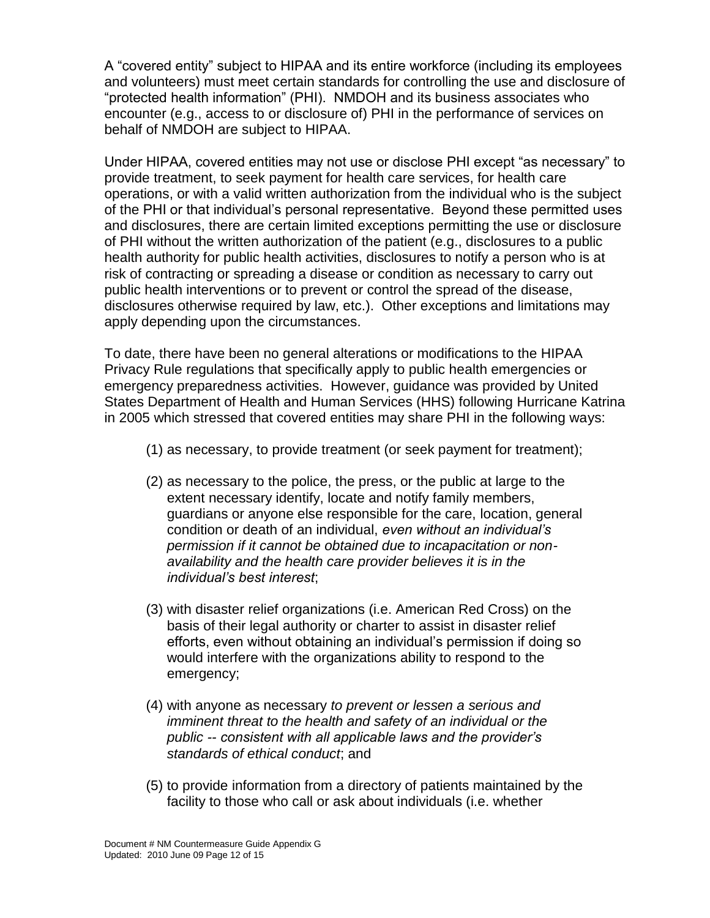A "covered entity" subject to HIPAA and its entire workforce (including its employees and volunteers) must meet certain standards for controlling the use and disclosure of "protected health information" (PHI). NMDOH and its business associates who encounter (e.g., access to or disclosure of) PHI in the performance of services on behalf of NMDOH are subject to HIPAA.

Under HIPAA, covered entities may not use or disclose PHI except "as necessary" to provide treatment, to seek payment for health care services, for health care operations, or with a valid written authorization from the individual who is the subject of the PHI or that individual's personal representative. Beyond these permitted uses and disclosures, there are certain limited exceptions permitting the use or disclosure of PHI without the written authorization of the patient (e.g., disclosures to a public health authority for public health activities, disclosures to notify a person who is at risk of contracting or spreading a disease or condition as necessary to carry out public health interventions or to prevent or control the spread of the disease, disclosures otherwise required by law, etc.). Other exceptions and limitations may apply depending upon the circumstances.

To date, there have been no general alterations or modifications to the HIPAA Privacy Rule regulations that specifically apply to public health emergencies or emergency preparedness activities. However, guidance was provided by United States Department of Health and Human Services (HHS) following Hurricane Katrina in 2005 which stressed that covered entities may share PHI in the following ways:

(1) as necessary, to provide treatment (or seek payment for treatment);

(2) as necessary to the police, the press, or the public at large to the extent necessary identify, locate and notify family members, guardians or anyone else responsible for the care, location, general condition or death of an individual, *even without an individual's permission if it cannot be obtained due to incapacitation or non-availability and the health care provider believes it is in the individual's best interest*;

(3) with disaster relief organizations (i.e. American Red Cross) on the basis of their legal authority or charter to assist in disaster relief efforts, even without obtaining an individual's permission if doing so would interfere with the organizations ability to respond to the emergency;

(4) with anyone as necessary *to prevent or lessen a serious and imminent threat to the health and safety of an individual or the public -- consistent with all applicable laws and the provider's standards of ethical conduct*; and

(5) to provide information from a directory of patients maintained by the facility to those who call or ask about individuals (i.e. whether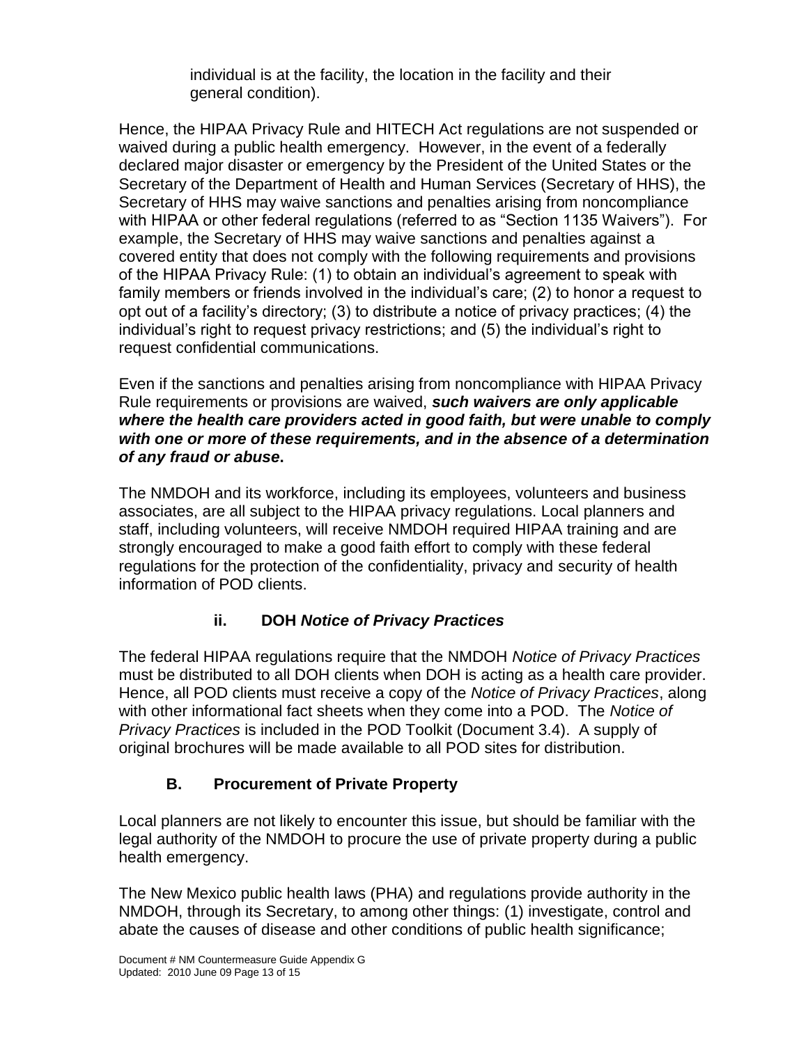individual is at the facility, the location in the facility and their general condition).

Hence, the HIPAA Privacy Rule and HITECH Act regulations are not suspended or waived during a public health emergency. However, in the event of a federally declared major disaster or emergency by the President of the United States or the Secretary of the Department of Health and Human Services (Secretary of HHS), the Secretary of HHS may waive sanctions and penalties arising from noncompliance with HIPAA or other federal regulations (referred to as "Section 1135 Waivers"). For example, the Secretary of HHS may waive sanctions and penalties against a covered entity that does not comply with the following requirements and provisions of the HIPAA Privacy Rule: (1) to obtain an individual's agreement to speak with family members or friends involved in the individual's care; (2) to honor a request to opt out of a facility's directory; (3) to distribute a notice of privacy practices; (4) the individual's right to request privacy restrictions; and (5) the individual's right to request confidential communications.

Even if the sanctions and penalties arising from noncompliance with HIPAA Privacy Rule requirements or provisions are waived, ***such waivers are only applicable where the health care providers acted in good faith, but were unable to comply with one or more of these requirements, and in the absence of a determination of any fraud or abuse*****.**

The NMDOH and its workforce, including its employees, volunteers and business associates, are all subject to the HIPAA privacy regulations. Local planners and staff, including volunteers, will receive NMDOH required HIPAA training and are strongly encouraged to make a good faith effort to comply with these federal regulations for the protection of the confidentiality, privacy and security of health information of POD clients.

### ii. DOH *Notice of Privacy Practices*

The federal HIPAA regulations require that the NMDOH *Notice of Privacy Practices* must be distributed to all DOH clients when DOH is acting as a health care provider. Hence, all POD clients must receive a copy of the *Notice of Privacy Practices*, along with other informational fact sheets when they come into a POD. The *Notice of Privacy Practices* is included in the POD Toolkit (Document 3.4). A supply of original brochures will be made available to all POD sites for distribution.

## B. Procurement of Private Property

Local planners are not likely to encounter this issue, but should be familiar with the legal authority of the NMDOH to procure the use of private property during a public health emergency.

The New Mexico public health laws (PHA) and regulations provide authority in the NMDOH, through its Secretary, to among other things: (1) investigate, control and abate the causes of disease and other conditions of public health significance;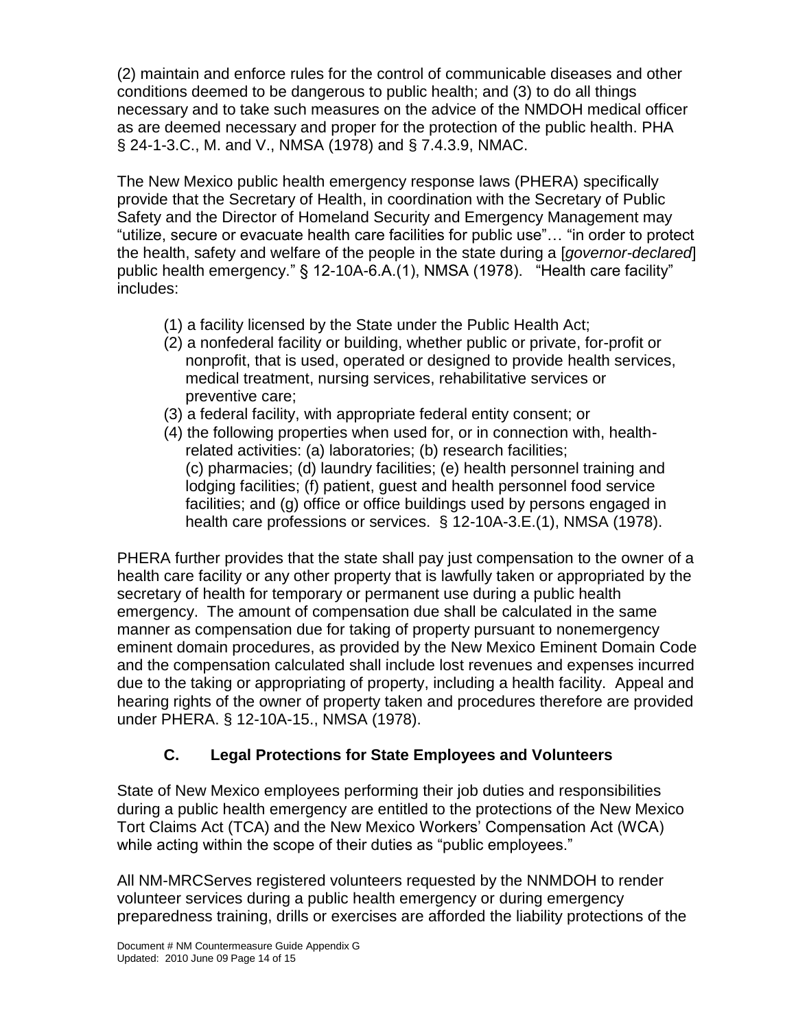(2) maintain and enforce rules for the control of communicable diseases and other conditions deemed to be dangerous to public health; and (3) to do all things necessary and to take such measures on the advice of the NMDOH medical officer as are deemed necessary and proper for the protection of the public health. PHA § 24-1-3.C., M. and V., NMSA (1978) and § 7.4.3.9, NMAC.

The New Mexico public health emergency response laws (PHERA) specifically provide that the Secretary of Health, in coordination with the Secretary of Public Safety and the Director of Homeland Security and Emergency Management may "utilize, secure or evacuate health care facilities for public use"… "in order to protect the health, safety and welfare of the people in the state during a [*governor-declared*] public health emergency." § 12-10A-6.A.(1), NMSA (1978). "Health care facility" includes:

(1) a facility licensed by the State under the Public Health Act;
(2) a nonfederal facility or building, whether public or private, for-profit or nonprofit, that is used, operated or designed to provide health services, medical treatment, nursing services, rehabilitative services or preventive care;
(3) a federal facility, with appropriate federal entity consent; or
(4) the following properties when used for, or in connection with, health-related activities: (a) laboratories; (b) research facilities; (c) pharmacies; (d) laundry facilities; (e) health personnel training and lodging facilities; (f) patient, guest and health personnel food service facilities; and (g) office or office buildings used by persons engaged in health care professions or services. § 12-10A-3.E.(1), NMSA (1978).

PHERA further provides that the state shall pay just compensation to the owner of a health care facility or any other property that is lawfully taken or appropriated by the secretary of health for temporary or permanent use during a public health emergency. The amount of compensation due shall be calculated in the same manner as compensation due for taking of property pursuant to nonemergency eminent domain procedures, as provided by the New Mexico Eminent Domain Code and the compensation calculated shall include lost revenues and expenses incurred due to the taking or appropriating of property, including a health facility. Appeal and hearing rights of the owner of property taken and procedures therefore are provided under PHERA. § 12-10A-15., NMSA (1978).

### C. Legal Protections for State Employees and Volunteers

State of New Mexico employees performing their job duties and responsibilities during a public health emergency are entitled to the protections of the New Mexico Tort Claims Act (TCA) and the New Mexico Workers' Compensation Act (WCA) while acting within the scope of their duties as "public employees."

All NM-MRCServes registered volunteers requested by the NNMDOH to render volunteer services during a public health emergency or during emergency preparedness training, drills or exercises are afforded the liability protections of the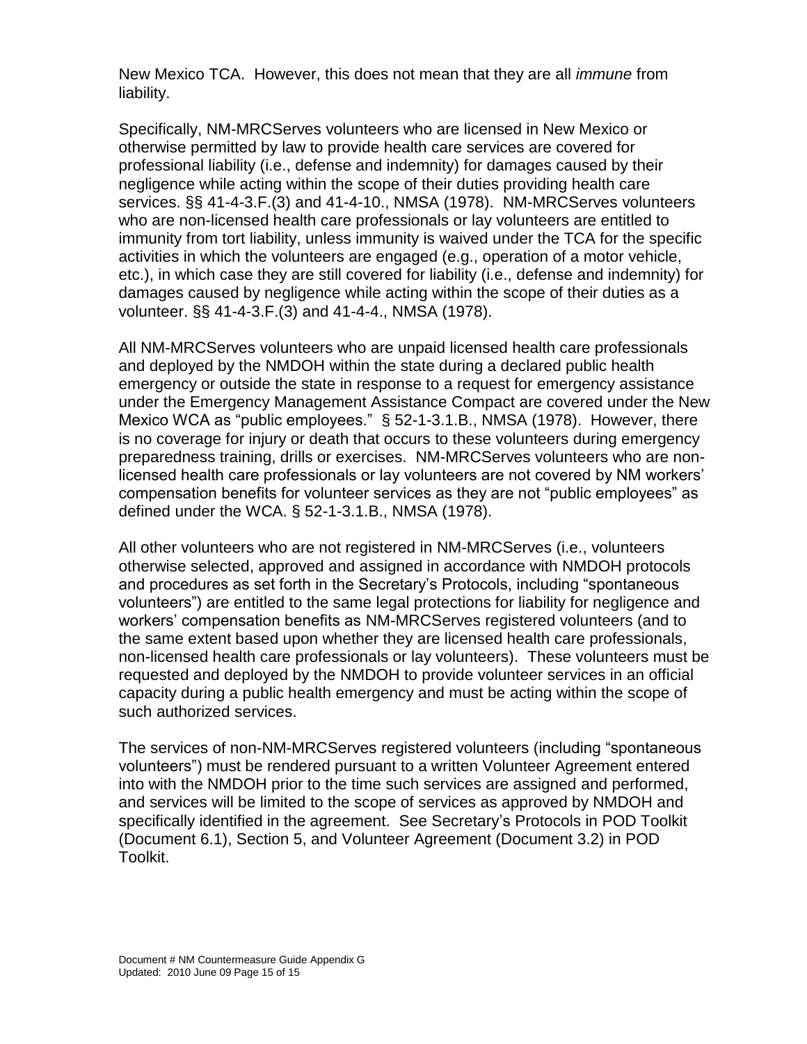New Mexico TCA. However, this does not mean that they are all *immune* from liability.

Specifically, NM-MRCServes volunteers who are licensed in New Mexico or otherwise permitted by law to provide health care services are covered for professional liability (i.e., defense and indemnity) for damages caused by their negligence while acting within the scope of their duties providing health care services. §§ 41-4-3.F.(3) and 41-4-10., NMSA (1978). NM-MRCServes volunteers who are non-licensed health care professionals or lay volunteers are entitled to immunity from tort liability, unless immunity is waived under the TCA for the specific activities in which the volunteers are engaged (e.g., operation of a motor vehicle, etc.), in which case they are still covered for liability (i.e., defense and indemnity) for damages caused by negligence while acting within the scope of their duties as a volunteer. §§ 41-4-3.F.(3) and 41-4-4., NMSA (1978).

All NM-MRCServes volunteers who are unpaid licensed health care professionals and deployed by the NMDOH within the state during a declared public health emergency or outside the state in response to a request for emergency assistance under the Emergency Management Assistance Compact are covered under the New Mexico WCA as "public employees." § 52-1-3.1.B., NMSA (1978). However, there is no coverage for injury or death that occurs to these volunteers during emergency preparedness training, drills or exercises. NM-MRCServes volunteers who are non-licensed health care professionals or lay volunteers are not covered by NM workers' compensation benefits for volunteer services as they are not "public employees" as defined under the WCA. § 52-1-3.1.B., NMSA (1978).

All other volunteers who are not registered in NM-MRCServes (i.e., volunteers otherwise selected, approved and assigned in accordance with NMDOH protocols and procedures as set forth in the Secretary's Protocols, including "spontaneous volunteers") are entitled to the same legal protections for liability for negligence and workers' compensation benefits as NM-MRCServes registered volunteers (and to the same extent based upon whether they are licensed health care professionals, non-licensed health care professionals or lay volunteers). These volunteers must be requested and deployed by the NMDOH to provide volunteer services in an official capacity during a public health emergency and must be acting within the scope of such authorized services.

The services of non-NM-MRCServes registered volunteers (including "spontaneous volunteers") must be rendered pursuant to a written Volunteer Agreement entered into with the NMDOH prior to the time such services are assigned and performed, and services will be limited to the scope of services as approved by NMDOH and specifically identified in the agreement. See Secretary's Protocols in POD Toolkit (Document 6.1), Section 5, and Volunteer Agreement (Document 3.2) in POD Toolkit.